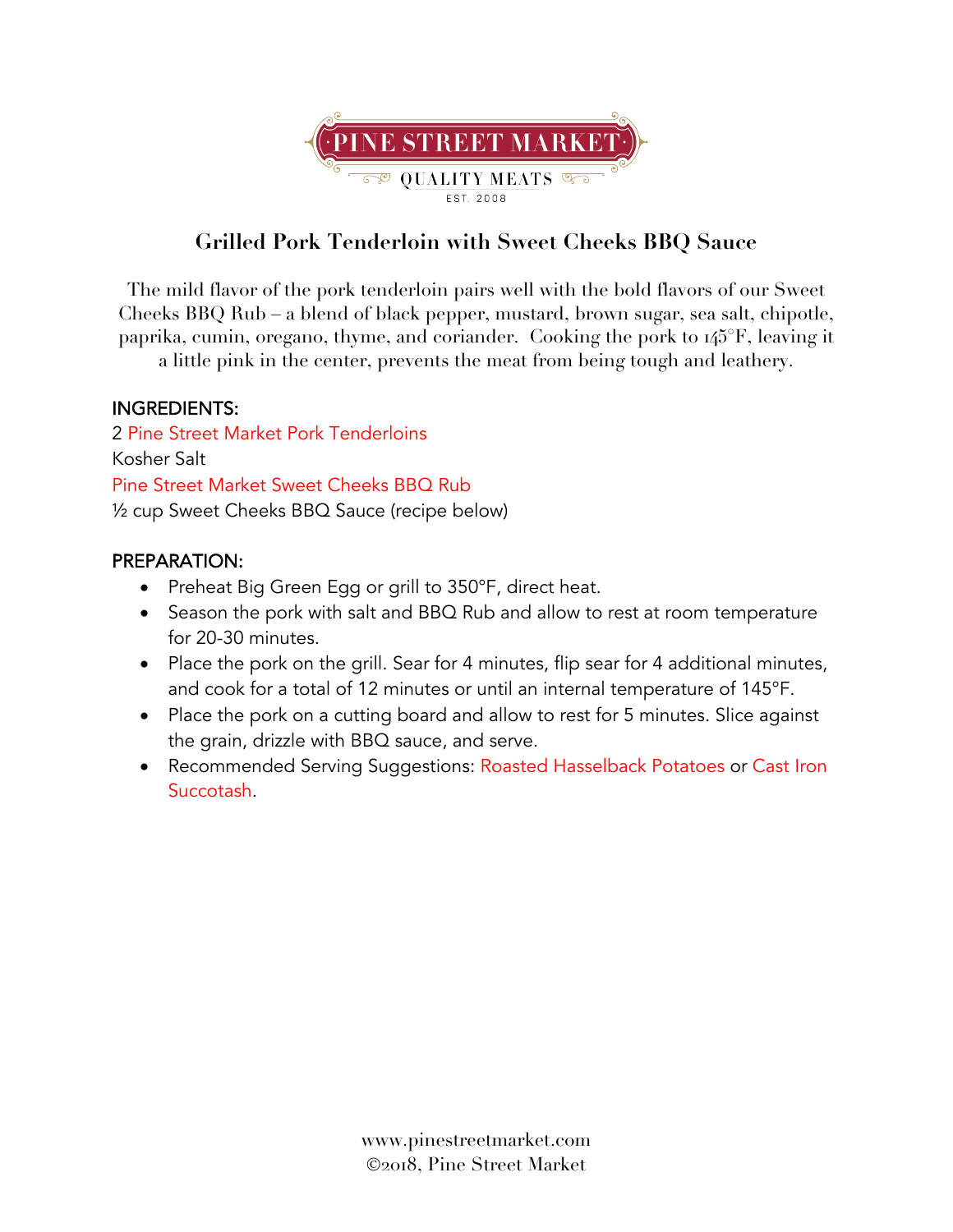PINE STREET MARKET

QUALITY MEATS

EST. 2008

# Grilled Pork Tenderloin with Sweet Cheeks BBQ Sauce

The mild flavor of the pork tenderloin pairs well with the bold flavors of our Sweet Cheeks BBQ Rub – a blend of black pepper, mustard, brown sugar, sea salt, chipotle, paprika, cumin, oregano, thyme, and coriander. Cooking the pork to 145°F, leaving it a little pink in the center, prevents the meat from being tough and leathery.

## INGREDIENTS:

2 Pine Street Market Pork Tenderloins
Kosher Salt
Pine Street Market Sweet Cheeks BBQ Rub
½ cup Sweet Cheeks BBQ Sauce (recipe below)

## PREPARATION:

- Preheat Big Green Egg or grill to 350°F, direct heat.
- Season the pork with salt and BBQ Rub and allow to rest at room temperature for 20-30 minutes.
- Place the pork on the grill. Sear for 4 minutes, flip sear for 4 additional minutes, and cook for a total of 12 minutes or until an internal temperature of 145°F.
- Place the pork on a cutting board and allow to rest for 5 minutes. Slice against the grain, drizzle with BBQ sauce, and serve.
- Recommended Serving Suggestions: Roasted Hasselback Potatoes or Cast Iron Succotash.

www.pinestreetmarket.com
©2018, Pine Street Market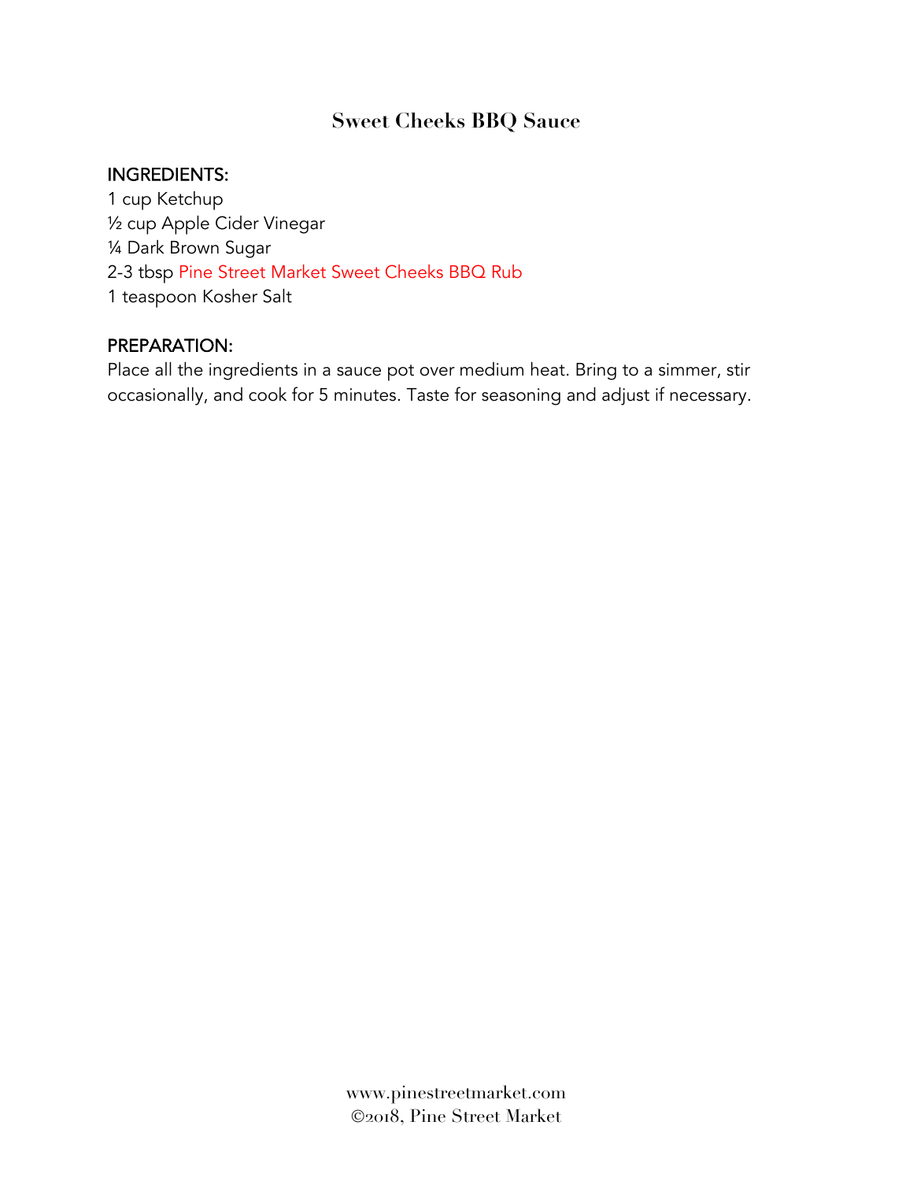# Sweet Cheeks BBQ Sauce

INGREDIENTS:

1 cup Ketchup
½ cup Apple Cider Vinegar
¼ Dark Brown Sugar
2-3 tbsp Pine Street Market Sweet Cheeks BBQ Rub
1 teaspoon Kosher Salt

PREPARATION:

Place all the ingredients in a sauce pot over medium heat. Bring to a simmer, stir occasionally, and cook for 5 minutes. Taste for seasoning and adjust if necessary.

www.pinestreetmarket.com
©2018, Pine Street Market